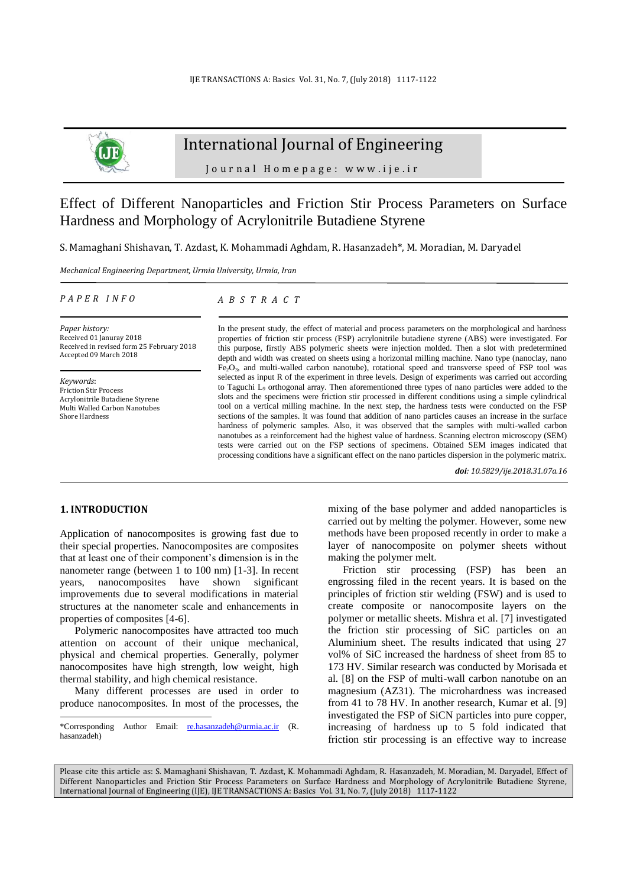# International Journal of Engineering

Journal Homepage: www.ije.ir

## Effect of Different Nanoparticles and Friction Stir Process Parameters on Surface Hardness and Morphology of Acrylonitrile Butadiene Styrene

S. Mamaghani Shishavan, T. Azdast, K. Mohammadi Aghdam, R. Hasanzadeh*, M. Moradian, M. Daryadel

*Mechanical Engineering Department, Urmia University, Urmia, Iran*

*PAPER INFO*

*Paper history:*
Received 01 Januray 2018
Received in revised form 25 February 2018
Accepted 09 March 2018

*Keywords*:
Friction Stir Process
Acrylonitrile Butadiene Styrene
Multi Walled Carbon Nanotubes
Shore Hardness

*ABSTRACT*

In the present study, the effect of material and process parameters on the morphological and hardness properties of friction stir process (FSP) acrylonitrile butadiene styrene (ABS) were investigated. For this purpose, firstly ABS polymeric sheets were injection molded. Then a slot with predetermined depth and width was created on sheets using a horizontal milling machine. Nano type (nanoclay, nano $Fe_2O_3$, and multi-walled carbon nanotube), rotational speed and transverse speed of FSP tool was selected as input R of the experiment in three levels. Design of experiments was carried out according to Taguchi $L_9$ orthogonal array. Then aforementioned three types of nano particles were added to the slots and the specimens were friction stir processed in different conditions using a simple cylindrical tool on a vertical milling machine. In the next step, the hardness tests were conducted on the FSP sections of the samples. It was found that addition of nano particles causes an increase in the surface hardness of polymeric samples. Also, it was observed that the samples with multi-walled carbon nanotubes as a reinforcement had the highest value of hardness. Scanning electron microscopy (SEM) tests were carried out on the FSP sections of specimens. Obtained SEM images indicated that processing conditions have a significant effect on the nano particles dispersion in the polymeric matrix.

***doi**: 10.5829/ije.2018.31.07a.16*

## 1. INTRODUCTION

Application of nanocomposites is growing fast due to their special properties. Nanocomposites are composites that at least one of their component's dimension is in the nanometer range (between 1 to 100 nm) [1-3]. In recent years, nanocomposites have shown significant improvements due to several modifications in material structures at the nanometer scale and enhancements in properties of composites [4-6].

Polymeric nanocomposites have attracted too much attention on account of their unique mechanical, physical and chemical properties. Generally, polymer nanocomposites have high strength, low weight, high thermal stability, and high chemical resistance.

Many different processes are used in order to produce nanocomposites. In most of the processes, the mixing of the base polymer and added nanoparticles is carried out by melting the polymer. However, some new methods have been proposed recently in order to make a layer of nanocomposite on polymer sheets without making the polymer melt.

Friction stir processing (FSP) has been an engrossing filed in the recent years. It is based on the principles of friction stir welding (FSW) and is used to create composite or nanocomposite layers on the polymer or metallic sheets. Mishra et al. [7] investigated the friction stir processing of SiC particles on an Aluminium sheet. The results indicated that using 27 vol% of SiC increased the hardness of sheet from 85 to 173 HV. Similar research was conducted by Morisada et al. [8] on the FSP of multi-wall carbon nanotube on an magnesium (AZ31). The microhardness was increased from 41 to 78 HV. In another research, Kumar et al. [9] investigated the FSP of SiCN particles into pure copper, increasing of hardness up to 5 fold indicated that friction stir processing is an effective way to increase

*Corresponding Author Email: re.hasanzadeh@urmia.ac.ir (R. hasanzadeh)

Please cite this article as: S. Mamaghani Shishavan, T. Azdast, K. Mohammadi Aghdam, R. Hasanzadeh, M. Moradian, M. Daryadel, Effect of Different Nanoparticles and Friction Stir Process Parameters on Surface Hardness and Morphology of Acrylonitrile Butadiene Styrene, International Journal of Engineering (IJE), IJE TRANSACTIONS A: Basics Vol. 31, No. 7, (July 2018) 1117-1122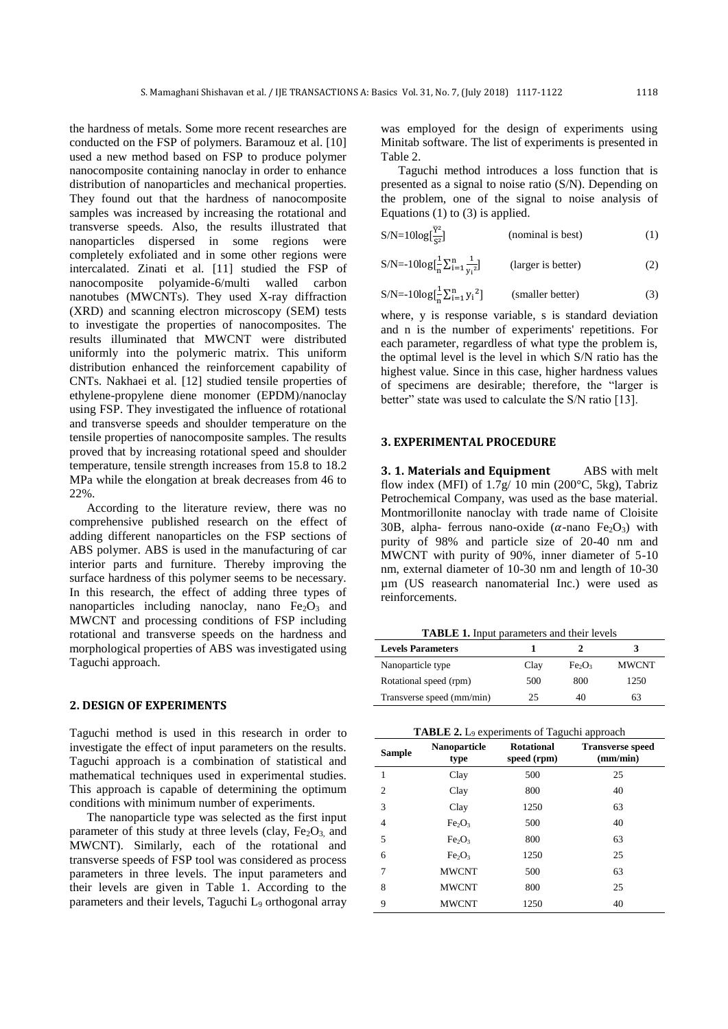the hardness of metals. Some more recent researches are conducted on the FSP of polymers. Baramouz et al. [10] used a new method based on FSP to produce polymer nanocomposite containing nanoclay in order to enhance distribution of nanoparticles and mechanical properties. They found out that the hardness of nanocomposite samples was increased by increasing the rotational and transverse speeds. Also, the results illustrated that nanoparticles dispersed in some regions were completely exfoliated and in some other regions were intercalated. Zinati et al. [11] studied the FSP of nanocomposite polyamide-6/multi walled carbon nanotubes (MWCNTs). They used X-ray diffraction (XRD) and scanning electron microscopy (SEM) tests to investigate the properties of nanocomposites. The results illuminated that MWCNT were distributed uniformly into the polymeric matrix. This uniform distribution enhanced the reinforcement capability of CNTs. Nakhaei et al. [12] studied tensile properties of ethylene-propylene diene monomer (EPDM)/nanoclay using FSP. They investigated the influence of rotational and transverse speeds and shoulder temperature on the tensile properties of nanocomposite samples. The results proved that by increasing rotational speed and shoulder temperature, tensile strength increases from 15.8 to 18.2 MPa while the elongation at break decreases from 46 to 22%.

According to the literature review, there was no comprehensive published research on the effect of adding different nanoparticles on the FSP sections of ABS polymer. ABS is used in the manufacturing of car interior parts and furniture. Thereby improving the surface hardness of this polymer seems to be necessary. In this research, the effect of adding three types of nanoparticles including nanoclay, nano $Fe_2O_3$ and MWCNT and processing conditions of FSP including rotational and transverse speeds on the hardness and morphological properties of ABS was investigated using Taguchi approach.

## 2. DESIGN OF EXPERIMENTS

Taguchi method is used in this research in order to investigate the effect of input parameters on the results. Taguchi approach is a combination of statistical and mathematical techniques used in experimental studies. This approach is capable of determining the optimum conditions with minimum number of experiments.

The nanoparticle type was selected as the first input parameter of this study at three levels (clay, $Fe_2O_3$, and MWCNT). Similarly, each of the rotational and transverse speeds of FSP tool was considered as process parameters in three levels. The input parameters and their levels are given in Table 1. According to the parameters and their levels, Taguchi $L_9$ orthogonal array was employed for the design of experiments using Minitab software. The list of experiments is presented in Table 2.

Taguchi method introduces a loss function that is presented as a signal to noise ratio (S/N). Depending on the problem, one of the signal to noise analysis of Equations (1) to (3) is applied.

$$S/N=10\log[\frac{\bar{Y}^2}{S^2}] \quad \text{(nominal is best)} \tag{1}$$

$$S/N=-10\log[\frac{1}{n}\sum_{i=1}^{n}\frac{1}{{y_i}^2}] \quad \text{(larger is better)} \tag{2}$$

$$S/N=-10\log[\frac{1}{n}\sum_{i=1}^{n}{y_i}^2] \quad \text{(smaller better)} \tag{3}$$

where, y is response variable, s is standard deviation and n is the number of experiments' repetitions. For each parameter, regardless of what type the problem is, the optimal level is the level in which S/N ratio has the highest value. Since in this case, higher hardness values of specimens are desirable; therefore, the "larger is better" state was used to calculate the S/N ratio [13].

## 3. EXPERIMENTAL PROCEDURE

### 3. 1. Materials and Equipment

ABS with melt flow index (MFI) of 1.7g/ 10 min (200°C, 5kg), Tabriz Petrochemical Company, was used as the base material. Montmorillonite nanoclay with trade name of Cloisite 30B, alpha- ferrous nano-oxide ($\alpha$-nano $Fe_2O_3$) with purity of 98% and particle size of 20-40 nm and MWCNT with purity of 90%, inner diameter of 5-10 nm, external diameter of 10-30 nm and length of 10-30 µm (US reasearch nanomaterial Inc.) were used as reinforcements.

**TABLE 1.** Input parameters and their levels

| Levels Parameters | 1 | 2 | 3 |
|---|---|---|---|
| Nanoparticle type | Clay | $Fe_2O_3$ | MWCNT |
| Rotational speed (rpm) | 500 | 800 | 1250 |
| Transverse speed (mm/min) | 25 | 40 | 63 |

**TABLE 2.** $L_9$ experiments of Taguchi approach

| Sample | Nanoparticle type | Rotational speed (rpm) | Transverse speed (mm/min) |
|---|---|---|---|
| 1 | Clay | 500 | 25 |
| 2 | Clay | 800 | 40 |
| 3 | Clay | 1250 | 63 |
| 4 | $Fe_2O_3$ | 500 | 40 |
| 5 | $Fe_2O_3$ | 800 | 63 |
| 6 | $Fe_2O_3$ | 1250 | 25 |
| 7 | MWCNT | 500 | 63 |
| 8 | MWCNT | 800 | 25 |
| 9 | MWCNT | 1250 | 40 |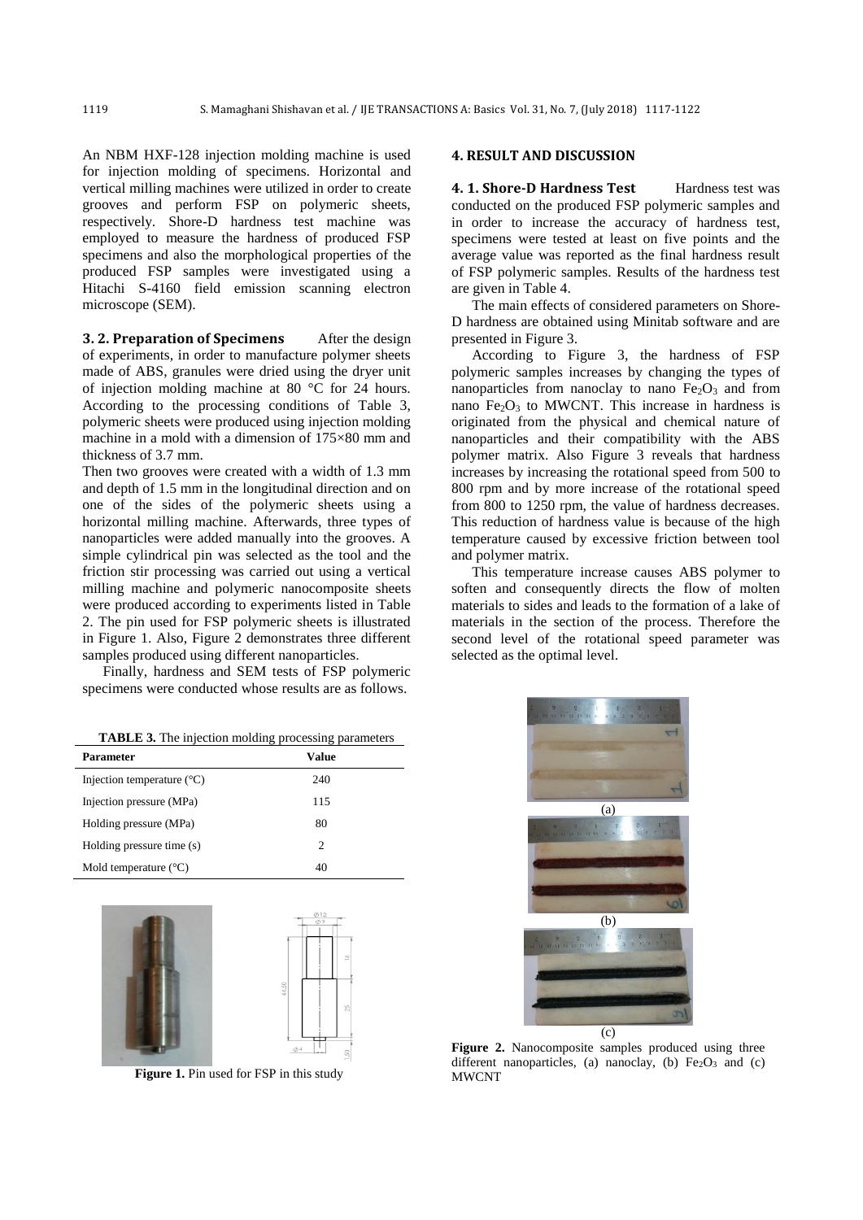An NBM HXF-128 injection molding machine is used for injection molding of specimens. Horizontal and vertical milling machines were utilized in order to create grooves and perform FSP on polymeric sheets, respectively. Shore-D hardness test machine was employed to measure the hardness of produced FSP specimens and also the morphological properties of the produced FSP samples were investigated using a Hitachi S-4160 field emission scanning electron microscope (SEM).

**3. 2. Preparation of Specimens** After the design of experiments, in order to manufacture polymer sheets made of ABS, granules were dried using the dryer unit of injection molding machine at 80 °C for 24 hours. According to the processing conditions of Table 3, polymeric sheets were produced using injection molding machine in a mold with a dimension of 175×80 mm and thickness of 3.7 mm.

Then two grooves were created with a width of 1.3 mm and depth of 1.5 mm in the longitudinal direction and on one of the sides of the polymeric sheets using a horizontal milling machine. Afterwards, three types of nanoparticles were added manually into the grooves. A simple cylindrical pin was selected as the tool and the friction stir processing was carried out using a vertical milling machine and polymeric nanocomposite sheets were produced according to experiments listed in Table 2. The pin used for FSP polymeric sheets is illustrated in Figure 1. Also, Figure 2 demonstrates three different samples produced using different nanoparticles.

Finally, hardness and SEM tests of FSP polymeric specimens were conducted whose results are as follows.

**TABLE 3.** The injection molding processing parameters

| Parameter | Value |
|---|---|
| Injection temperature (°C) | 240 |
| Injection pressure (MPa) | 115 |
| Holding pressure (MPa) | 80 |
| Holding pressure time (s) | 2 |
| Mold temperature (°C) | 40 |

**Figure 1.** Pin used for FSP in this study

## 4. RESULT AND DISCUSSION

**4. 1. Shore-D Hardness Test** Hardness test was conducted on the produced FSP polymeric samples and in order to increase the accuracy of hardness test, specimens were tested at least on five points and the average value was reported as the final hardness result of FSP polymeric samples. Results of the hardness test are given in Table 4.

The main effects of considered parameters on Shore-D hardness are obtained using Minitab software and are presented in Figure 3.

According to Figure 3, the hardness of FSP polymeric samples increases by changing the types of nanoparticles from nanoclay to nano $Fe_2O_3$ and from nano $Fe_2O_3$ to MWCNT. This increase in hardness is originated from the physical and chemical nature of nanoparticles and their compatibility with the ABS polymer matrix. Also Figure 3 reveals that hardness increases by increasing the rotational speed from 500 to 800 rpm and by more increase of the rotational speed from 800 to 1250 rpm, the value of hardness decreases. This reduction of hardness value is because of the high temperature caused by excessive friction between tool and polymer matrix.

This temperature increase causes ABS polymer to soften and consequently directs the flow of molten materials to sides and leads to the formation of a lake of materials in the section of the process. Therefore the second level of the rotational speed parameter was selected as the optimal level.

**Figure 2.** Nanocomposite samples produced using three different nanoparticles, (a) nanoclay, (b) $Fe_2O_3$ and (c) MWCNT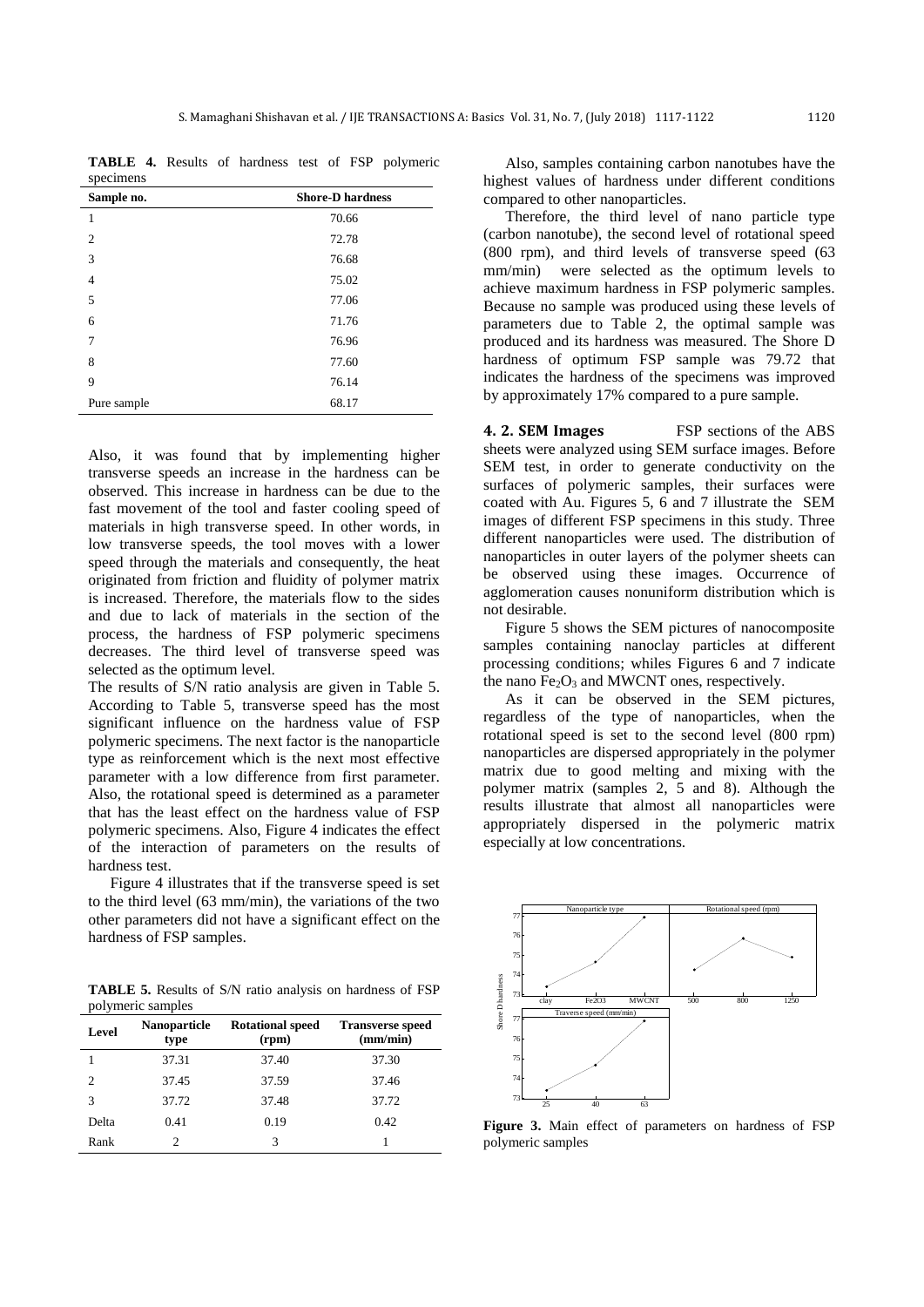**TABLE 4.** Results of hardness test of FSP polymeric specimens

| Sample no. | Shore-D hardness |
|---|---|
| 1 | 70.66 |
| 2 | 72.78 |
| 3 | 76.68 |
| 4 | 75.02 |
| 5 | 77.06 |
| 6 | 71.76 |
| 7 | 76.96 |
| 8 | 77.60 |
| 9 | 76.14 |
| Pure sample | 68.17 |

Also, it was found that by implementing higher transverse speeds an increase in the hardness can be observed. This increase in hardness can be due to the fast movement of the tool and faster cooling speed of materials in high transverse speed. In other words, in low transverse speeds, the tool moves with a lower speed through the materials and consequently, the heat originated from friction and fluidity of polymer matrix is increased. Therefore, the materials flow to the sides and due to lack of materials in the section of the process, the hardness of FSP polymeric specimens decreases. The third level of transverse speed was selected as the optimum level.

The results of S/N ratio analysis are given in Table 5. According to Table 5, transverse speed has the most significant influence on the hardness value of FSP polymeric specimens. The next factor is the nanoparticle type as reinforcement which is the next most effective parameter with a low difference from first parameter. Also, the rotational speed is determined as a parameter that has the least effect on the hardness value of FSP polymeric specimens. Also, Figure 4 indicates the effect of the interaction of parameters on the results of hardness test.

Figure 4 illustrates that if the transverse speed is set to the third level (63 mm/min), the variations of the two other parameters did not have a significant effect on the hardness of FSP samples.

**TABLE 5.** Results of S/N ratio analysis on hardness of FSP polymeric samples

| Level | Nanoparticle type | Rotational speed (rpm) | Transverse speed (mm/min) |
|---|---|---|---|
| 1 | 37.31 | 37.40 | 37.30 |
| 2 | 37.45 | 37.59 | 37.46 |
| 3 | 37.72 | 37.48 | 37.72 |
| Delta | 0.41 | 0.19 | 0.42 |
| Rank | 2 | 3 | 1 |

Also, samples containing carbon nanotubes have the highest values of hardness under different conditions compared to other nanoparticles.

Therefore, the third level of nano particle type (carbon nanotube), the second level of rotational speed (800 rpm), and third levels of transverse speed (63 mm/min) were selected as the optimum levels to achieve maximum hardness in FSP polymeric samples. Because no sample was produced using these levels of parameters due to Table 2, the optimal sample was produced and its hardness was measured. The Shore D hardness of optimum FSP sample was 79.72 that indicates the hardness of the specimens was improved by approximately 17% compared to a pure sample.

### 4. 2. SEM Images

FSP sections of the ABS sheets were analyzed using SEM surface images. Before SEM test, in order to generate conductivity on the surfaces of polymeric samples, their surfaces were coated with Au. Figures 5, 6 and 7 illustrate the SEM images of different FSP specimens in this study. Three different nanoparticles were used. The distribution of nanoparticles in outer layers of the polymer sheets can be observed using these images. Occurrence of agglomeration causes nonuniform distribution which is not desirable.

Figure 5 shows the SEM pictures of nanocomposite samples containing nanoclay particles at different processing conditions; whiles Figures 6 and 7 indicate the nano $Fe_2O_3$ and MWCNT ones, respectively.

As it can be observed in the SEM pictures, regardless of the type of nanoparticles, when the rotational speed is set to the second level (800 rpm) nanoparticles are dispersed appropriately in the polymer matrix due to good melting and mixing with the polymer matrix (samples 2, 5 and 8). Although the results illustrate that almost all nanoparticles were appropriately dispersed in the polymeric matrix especially at low concentrations.

**Figure 3.** Main effect of parameters on hardness of FSP polymeric samples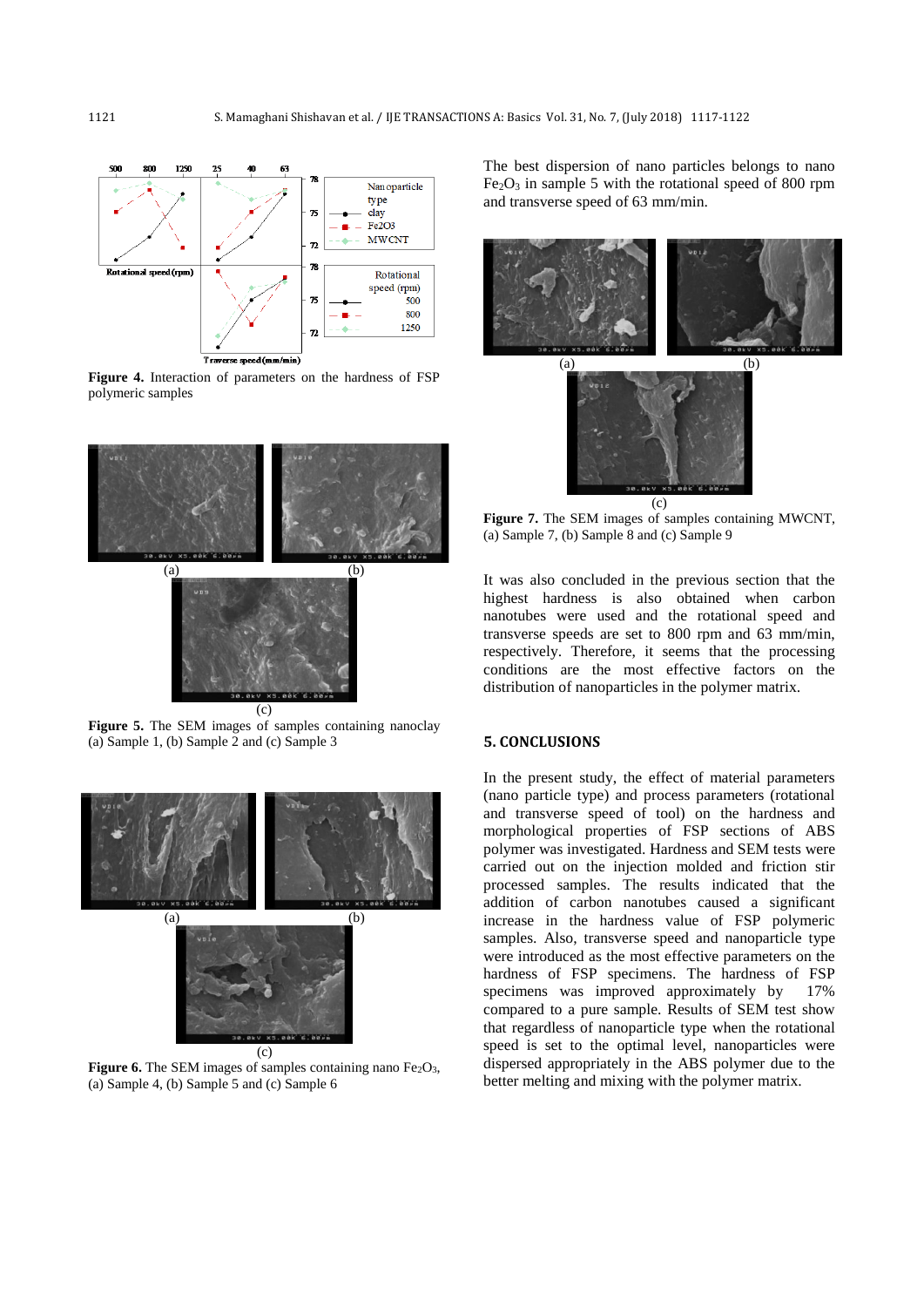**Figure 4.** Interaction of parameters on the hardness of FSP polymeric samples

**Figure 5.** The SEM images of samples containing nanoclay (a) Sample 1, (b) Sample 2 and (c) Sample 3

**Figure 6.** The SEM images of samples containing nano $Fe_2O_3$, (a) Sample 4, (b) Sample 5 and (c) Sample 6

The best dispersion of nano particles belongs to nano $Fe_2O_3$ in sample 5 with the rotational speed of 800 rpm and transverse speed of 63 mm/min.

**Figure 7.** The SEM images of samples containing MWCNT, (a) Sample 7, (b) Sample 8 and (c) Sample 9

It was also concluded in the previous section that the highest hardness is also obtained when carbon nanotubes were used and the rotational speed and transverse speeds are set to 800 rpm and 63 mm/min, respectively. Therefore, it seems that the processing conditions are the most effective factors on the distribution of nanoparticles in the polymer matrix.

## 5. CONCLUSIONS

In the present study, the effect of material parameters (nano particle type) and process parameters (rotational and transverse speed of tool) on the hardness and morphological properties of FSP sections of ABS polymer was investigated. Hardness and SEM tests were carried out on the injection molded and friction stir processed samples. The results indicated that the addition of carbon nanotubes caused a significant increase in the hardness value of FSP polymeric samples. Also, transverse speed and nanoparticle type were introduced as the most effective parameters on the hardness of FSP specimens. The hardness of FSP specimens was improved approximately by 17% compared to a pure sample. Results of SEM test show that regardless of nanoparticle type when the rotational speed is set to the optimal level, nanoparticles were dispersed appropriately in the ABS polymer due to the better melting and mixing with the polymer matrix.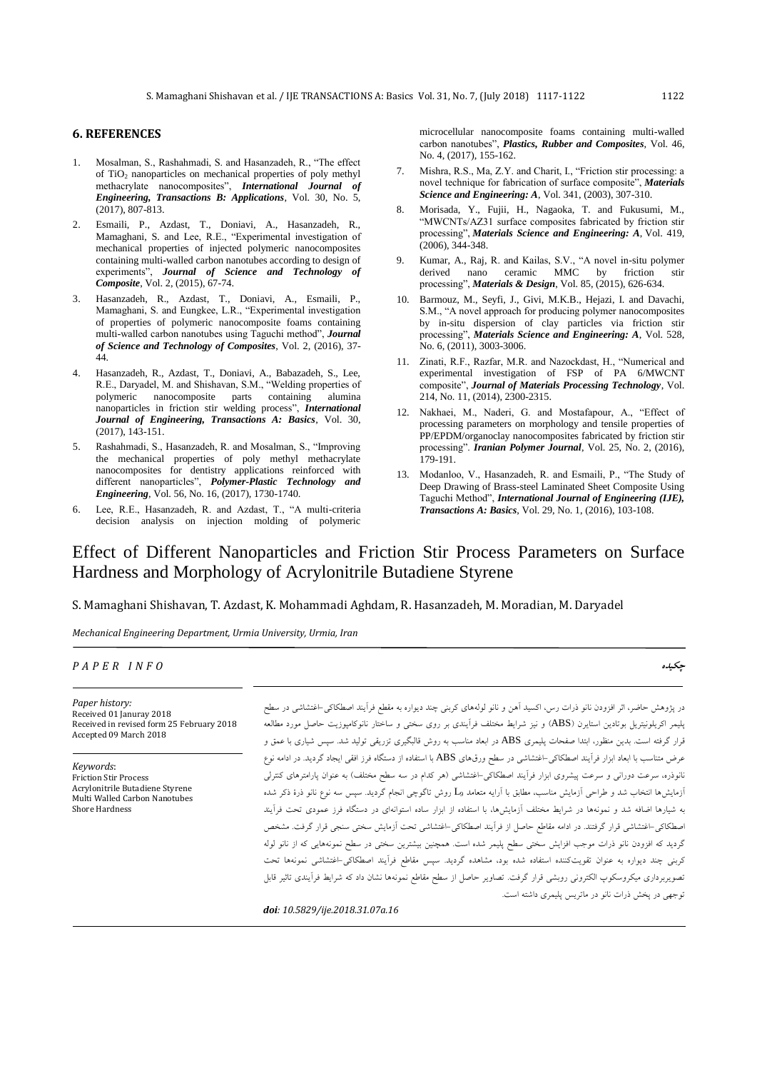## 6. REFERENCES

1. Mosalman, S., Rashahmadi, S. and Hasanzadeh, R., "The effect of $TiO_2$ nanoparticles on mechanical properties of poly methyl methacrylate nanocomposites", ***International Journal of Engineering, Transactions B: Applications***, Vol. 30, No. 5, (2017), 807-813.
2. Esmaili, P., Azdast, T., Doniavi, A., Hasanzadeh, R., Mamaghani, S. and Lee, R.E., "Experimental investigation of mechanical properties of injected polymeric nanocomposites containing multi-walled carbon nanotubes according to design of experiments", ***Journal of Science and Technology of Composite***, Vol. 2, (2015), 67-74.
3. Hasanzadeh, R., Azdast, T., Doniavi, A., Esmaili, P., Mamaghani, S. and Eungkee, L.R., "Experimental investigation of properties of polymeric nanocomposite foams containing multi-walled carbon nanotubes using Taguchi method", ***Journal of Science and Technology of Composites***, Vol. 2, (2016), 37-44.
4. Hasanzadeh, R., Azdast, T., Doniavi, A., Babazadeh, S., Lee, R.E., Daryadel, M. and Shishavan, S.M., "Welding properties of polymeric nanocomposite parts containing alumina nanoparticles in friction stir welding process", ***International Journal of Engineering, Transactions A: Basics***, Vol. 30, (2017), 143-151.
5. Rashahmadi, S., Hasanzadeh, R. and Mosalman, S., "Improving the mechanical properties of poly methyl methacrylate nanocomposites for dentistry applications reinforced with different nanoparticles", ***Polymer-Plastic Technology and Engineering***, Vol. 56, No. 16, (2017), 1730-1740.
6. Lee, R.E., Hasanzadeh, R. and Azdast, T., "A multi-criteria decision analysis on injection molding of polymeric microcellular nanocomposite foams containing multi-walled carbon nanotubes", ***Plastics, Rubber and Composites***, Vol. 46, No. 4, (2017), 155-162.
7. Mishra, R.S., Ma, Z.Y. and Charit, I., "Friction stir processing: a novel technique for fabrication of surface composite", ***Materials Science and Engineering: A***, Vol. 341, (2003), 307-310.
8. Morisada, Y., Fujii, H., Nagaoka, T. and Fukusumi, M., "MWCNTs/AZ31 surface composites fabricated by friction stir processing", ***Materials Science and Engineering: A***, Vol. 419, (2006), 344-348.
9. Kumar, A., Raj, R. and Kailas, S.V., "A novel in-situ polymer derived nano ceramic MMC by friction stir processing", ***Materials & Design***, Vol. 85, (2015), 626-634.
10. Barmouz, M., Seyfi, J., Givi, M.K.B., Hejazi, I. and Davachi, S.M., "A novel approach for producing polymer nanocomposites by in-situ dispersion of clay particles via friction stir processing", ***Materials Science and Engineering: A***, Vol. 528, No. 6, (2011), 3003-3006.
11. Zinati, R.F., Razfar, M.R. and Nazockdast, H., "Numerical and experimental investigation of FSP of PA 6/MWCNT composite", ***Journal of Materials Processing Technology***, Vol. 214, No. 11, (2014), 2300-2315.
12. Nakhaei, M., Naderi, G. and Mostafapour, A., "Effect of processing parameters on morphology and tensile properties of PP/EPDM/organoclay nanocomposites fabricated by friction stir processing". ***Iranian Polymer Journal***, Vol. 25, No. 2, (2016), 179-191.
13. Modanloo, V., Hasanzadeh, R. and Esmaili, P., "The Study of Deep Drawing of Brass-steel Laminated Sheet Composite Using Taguchi Method", ***International Journal of Engineering (IJE), Transactions A: Basics***, Vol. 29, No. 1, (2016), 103-108.

# Effect of Different Nanoparticles and Friction Stir Process Parameters on Surface Hardness and Morphology of Acrylonitrile Butadiene Styrene

S. Mamaghani Shishavan, T. Azdast, K. Mohammadi Aghdam, R. Hasanzadeh, M. Moradian, M. Daryadel

*Mechanical Engineering Department, Urmia University, Urmia, Iran*

*P A P E R I N F O*

*Paper history:*
Received 01 Januray 2018
Received in revised form 25 February 2018
Accepted 09 March 2018

*Keywords*:
Friction Stir Process
Acrylonitrile Butadiene Styrene
Multi Walled Carbon Nanotubes
Shore Hardness

**چکیده**

در پژوهش حاضر، اثر افزودن نانو ذرات رس، اکسید آهن و نانو لوله‌های کربنی چند دیواره به مقطع فرآیند اصطکاکی-اغتشاشی در سطح پلیمر اکریلونیتریل بوتادین استایرن (ABS) و نیز شرایط مختلف فرآیندی بر روی سختی و ساختار نانوکامپوزیت حاصل مورد مطالعه قرار گرفته است. بدین منظور، ابتدا صفحات پلیمری ABS در ابعاد مناسب به روش قالبگیری تزریقی تولید شد. سپس شیاری با عمق و عرض متناسب با ابعاد ابزار فرآیند اصطکاکی-اغتشاشی در سطح ورق‌های ABS با استفاده از دستگاه فرز افقی ایجاد گردید. در ادامه نوع نانوذره، سرعت دورانی و سرعت پیشروی ابزار فرآیند اصطکاکی-اغتشاشی (هر کدام در سه سطح مختلف) به عنوان پارامترهای کنترلی آزمایش‌ها انتخاب شد و طراحی آزمایش مناسب، مطابق با آرایه متعامد L9 روش تاگوچی انجام گردید. سپس سه نوع نانو ذرهٔ ذکر شده به شیارها اضافه شد و نمونه‌ها در شرایط مختلف آزمایش‌ها، با استفاده از ابزار ساده استوانه‌ای در دستگاه فرز عمودی تحت فرآیند اصطکاکی-اغتشاشی قرار گرفتند. در ادامه مقاطع حاصل از فرآیند اصطکاکی-اغتشاشی تحت آزمایش سختی سنجی قرار گرفت. مشخص گردید که افزودن نانو ذرات موجب افزایش سختی سطح پلیمر شده است. همچنین بیشترین سختی در سطح نمونه‌هایی که از نانو لوله کربنی چند دیواره به عنوان تقویت‌کننده استفاده شده بود، مشاهده گردید. سپس مقاطع فرآیند اصطکاکی-اغتشاشی نمونه‌ها تحت تصویربرداری میکروسکوپ الکترونی روبشی قرار گرفت. تصاویر حاصل از سطح مقاطع نمونه‌ها نشان داد که شرایط فرآیندی تاثیر قابل توجهی در پخش ذرات نانو در ماتریس پلیمری داشته است.

***doi**: 10.5829/ije.2018.31.07a.16*